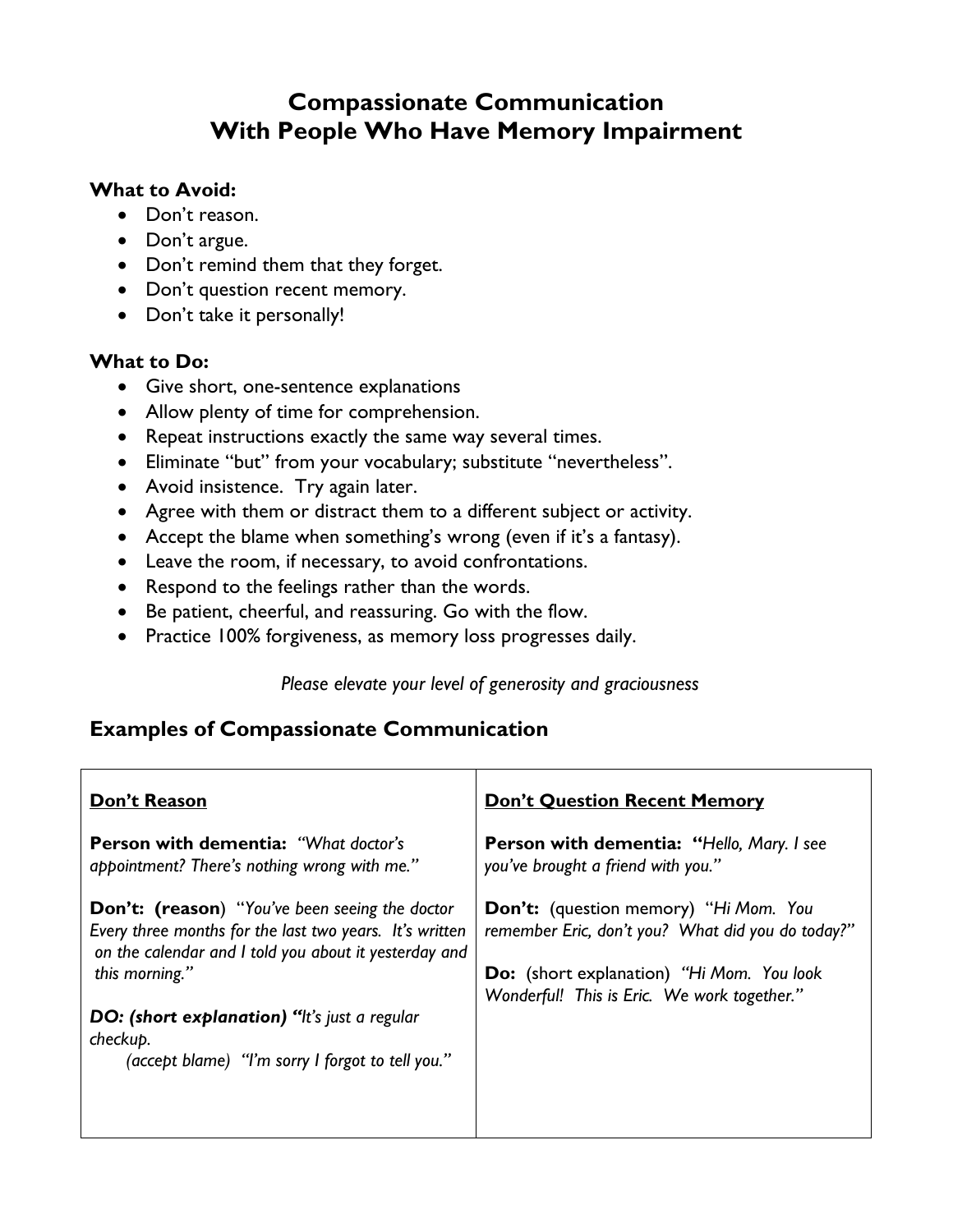# Compassionate Communication With People Who Have Memory Impairment

**What to Avoid:**

- Don't reason.
- Don't argue.
- Don't remind them that they forget.
- Don't question recent memory.
- Don't take it personally!

**What to Do:**

- Give short, one-sentence explanations
- Allow plenty of time for comprehension.
- Repeat instructions exactly the same way several times.
- Eliminate "but" from your vocabulary; substitute "nevertheless".
- Avoid insistence. Try again later.
- Agree with them or distract them to a different subject or activity.
- Accept the blame when something's wrong (even if it's a fantasy).
- Leave the room, if necessary, to avoid confrontations.
- Respond to the feelings rather than the words.
- Be patient, cheerful, and reassuring. Go with the flow.
- Practice 100% forgiveness, as memory loss progresses daily.

*Please elevate your level of generosity and graciousness*

## Examples of Compassionate Communication

| **Don't Reason** | **Don't Question Recent Memory** |
|---|---|
| **Person with dementia:** *"What doctor's appointment? There's nothing wrong with me."*<br><br>**Don't: (reason)** "*You've been seeing the doctor Every three months for the last two years. It's written on the calendar and I told you about it yesterday and this morning.*"<br><br>***DO: (short explanation) "****It's just a regular checkup.*<br>*(accept blame) "I'm sorry I forgot to tell you."* | **Person with dementia: "***Hello, Mary. I see you've brought a friend with you."*<br><br>**Don't:** (question memory) "*Hi Mom. You remember Eric, don't you? What did you do today?"*<br><br>**Do:** (short explanation) *"Hi Mom. You look Wonderful! This is Eric. We work together."* |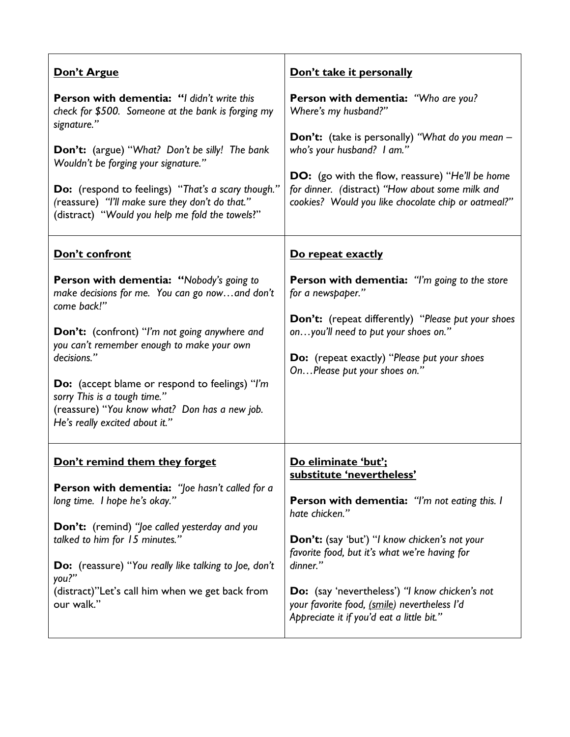**Don't Argue**

**Person with dementia:** **"***I didn't write this check for $500. Someone at the bank is forging my signature."*

**Don't:** (argue) "*What? Don't be silly! The bank Wouldn't be forging your signature."*

**Do:** (respond to feelings) "*That's a scary though."* (reassure) *"I'll make sure they don't do that."* (distract) "*Would you help me fold the towels?*"

**Don't take it personally**

**Person with dementia:** *"Who are you? Where's my husband?"*

**Don't:** (take is personally) *"What do you mean – who's your husband? I am."*

**DO:** (go with the flow, reassure) "*He'll be home for dinner.* (distract) *"How about some milk and cookies? Would you like chocolate chip or oatmeal?"*

**Don't confront**

**Person with dementia:** **"***Nobody's going to make decisions for me. You can go now…and don't come back!"*

**Don't:** (confront) "*I'm not going anywhere and you can't remember enough to make your own decisions."*

**Do:** (accept blame or respond to feelings) "*I'm sorry This is a tough time."* (reassure) "*You know what? Don has a new job. He's really excited about it."*

**Do repeat exactly**

**Person with dementia:** *"I'm going to the store for a newspaper."*

**Don't:** (repeat differently) "*Please put your shoes on…you'll need to put your shoes on."*

**Do:** (repeat exactly) "*Please put your shoes On…Please put your shoes on."*

**Don't remind them they forget**

**Person with dementia:** *"Joe hasn't called for a long time. I hope he's okay."*

**Don't:** (remind) *"Joe called yesterday and you talked to him for 15 minutes."*

**Do:** (reassure) "*You really like talking to Joe, don't you?"* (distract)"Let's call him when we get back from our walk."

**Do eliminate 'but'; substitute 'nevertheless'**

**Person with dementia:** *"I'm not eating this. I hate chicken."*

**Don't:** (say 'but') "*I know chicken's not your favorite food, but it's what we're having for dinner."*

**Do:** (say 'nevertheless') *"I know chicken's not your favorite food, (smile) nevertheless I'd Appreciate it if you'd eat a little bit."*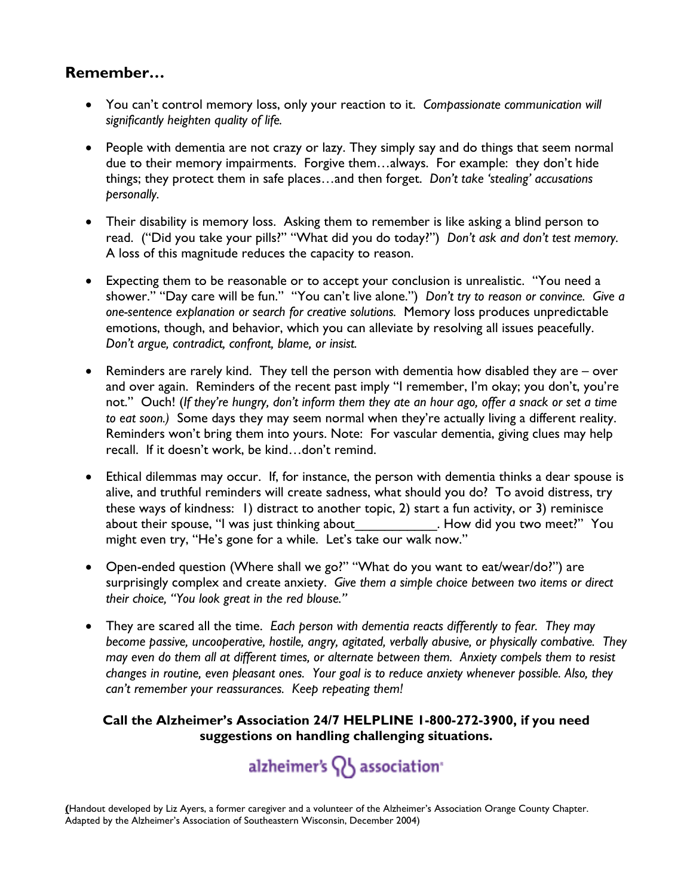## Remember…

- You can't control memory loss, only your reaction to it. *Compassionate communication will significantly heighten quality of life.*

- People with dementia are not crazy or lazy. They simply say and do things that seem normal due to their memory impairments. Forgive them…always. For example: they don't hide things; they protect them in safe places…and then forget. *Don't take 'stealing' accusations personally.*

- Their disability is memory loss. Asking them to remember is like asking a blind person to read. ("Did you take your pills?" "What did you do today?") *Don't ask and don't test memory.* A loss of this magnitude reduces the capacity to reason.

- Expecting them to be reasonable or to accept your conclusion is unrealistic. "You need a shower." "Day care will be fun." "You can't live alone.") *Don't try to reason or convince. Give a one-sentence explanation or search for creative solutions.* Memory loss produces unpredictable emotions, though, and behavior, which you can alleviate by resolving all issues peacefully. *Don't argue, contradict, confront, blame, or insist.*

- Reminders are rarely kind. They tell the person with dementia how disabled they are – over and over again. Reminders of the recent past imply "I remember, I'm okay; you don't, you're not." Ouch! (*If they're hungry, don't inform them they ate an hour ago, offer a snack or set a time to eat soon.)* Some days they may seem normal when they're actually living a different reality. Reminders won't bring them into yours. Note: For vascular dementia, giving clues may help recall. If it doesn't work, be kind…don't remind.

- Ethical dilemmas may occur. If, for instance, the person with dementia thinks a dear spouse is alive, and truthful reminders will create sadness, what should you do? To avoid distress, try these ways of kindness: 1) distract to another topic, 2) start a fun activity, or 3) reminisce about their spouse, "I was just thinking about___________. How did you two meet?" You might even try, "He's gone for a while. Let's take our walk now."

- Open-ended question (Where shall we go?" "What do you want to eat/wear/do?") are surprisingly complex and create anxiety. *Give them a simple choice between two items or direct their choice, "You look great in the red blouse."*

- They are scared all the time. *Each person with dementia reacts differently to fear. They may become passive, uncooperative, hostile, angry, agitated, verbally abusive, or physically combative. They may even do them all at different times, or alternate between them. Anxiety compels them to resist changes in routine, even pleasant ones. Your goal is to reduce anxiety whenever possible. Also, they can't remember your reassurances. Keep repeating them!*

**Call the Alzheimer's Association 24/7 HELPLINE 1-800-272-3900, if you need suggestions on handling challenging situations.**

alzheimer's association

(Handout developed by Liz Ayers, a former caregiver and a volunteer of the Alzheimer's Association Orange County Chapter. Adapted by the Alzheimer's Association of Southeastern Wisconsin, December 2004)